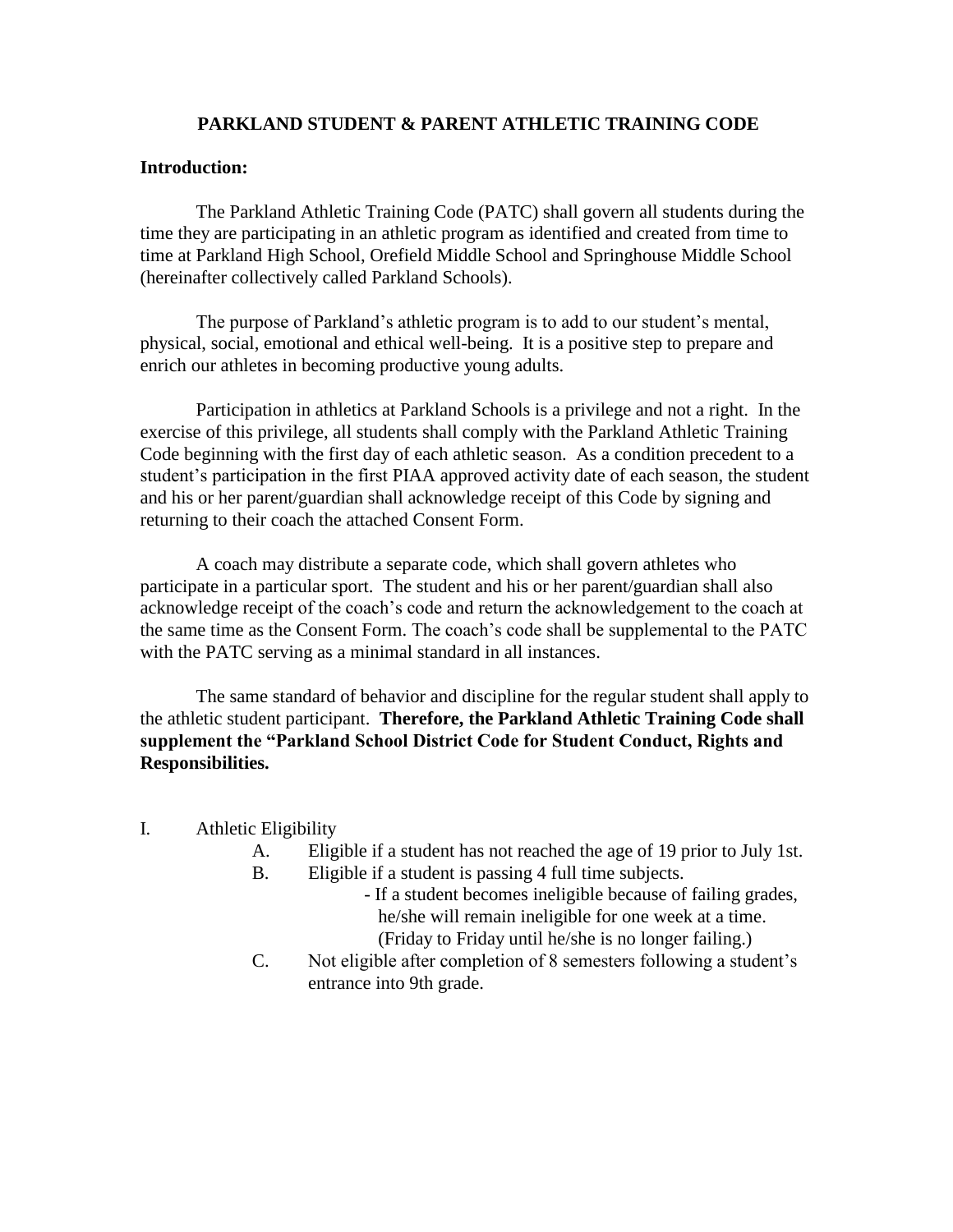# PARKLAND STUDENT & PARENT ATHLETIC TRAINING CODE

**Introduction:**

The Parkland Athletic Training Code (PATC) shall govern all students during the time they are participating in an athletic program as identified and created from time to time at Parkland High School, Orefield Middle School and Springhouse Middle School (hereinafter collectively called Parkland Schools).

The purpose of Parkland's athletic program is to add to our student's mental, physical, social, emotional and ethical well-being. It is a positive step to prepare and enrich our athletes in becoming productive young adults.

Participation in athletics at Parkland Schools is a privilege and not a right. In the exercise of this privilege, all students shall comply with the Parkland Athletic Training Code beginning with the first day of each athletic season. As a condition precedent to a student's participation in the first PIAA approved activity date of each season, the student and his or her parent/guardian shall acknowledge receipt of this Code by signing and returning to their coach the attached Consent Form.

A coach may distribute a separate code, which shall govern athletes who participate in a particular sport. The student and his or her parent/guardian shall also acknowledge receipt of the coach's code and return the acknowledgement to the coach at the same time as the Consent Form. The coach's code shall be supplemental to the PATC with the PATC serving as a minimal standard in all instances.

The same standard of behavior and discipline for the regular student shall apply to the athletic student participant. **Therefore, the Parkland Athletic Training Code shall supplement the "Parkland School District Code for Student Conduct, Rights and Responsibilities.**

I. Athletic Eligibility

   A. Eligible if a student has not reached the age of 19 prior to July 1st.

   B. Eligible if a student is passing 4 full time subjects.
      - If a student becomes ineligible because of failing grades, he/she will remain ineligible for one week at a time. (Friday to Friday until he/she is no longer failing.)

   C. Not eligible after completion of 8 semesters following a student's entrance into 9th grade.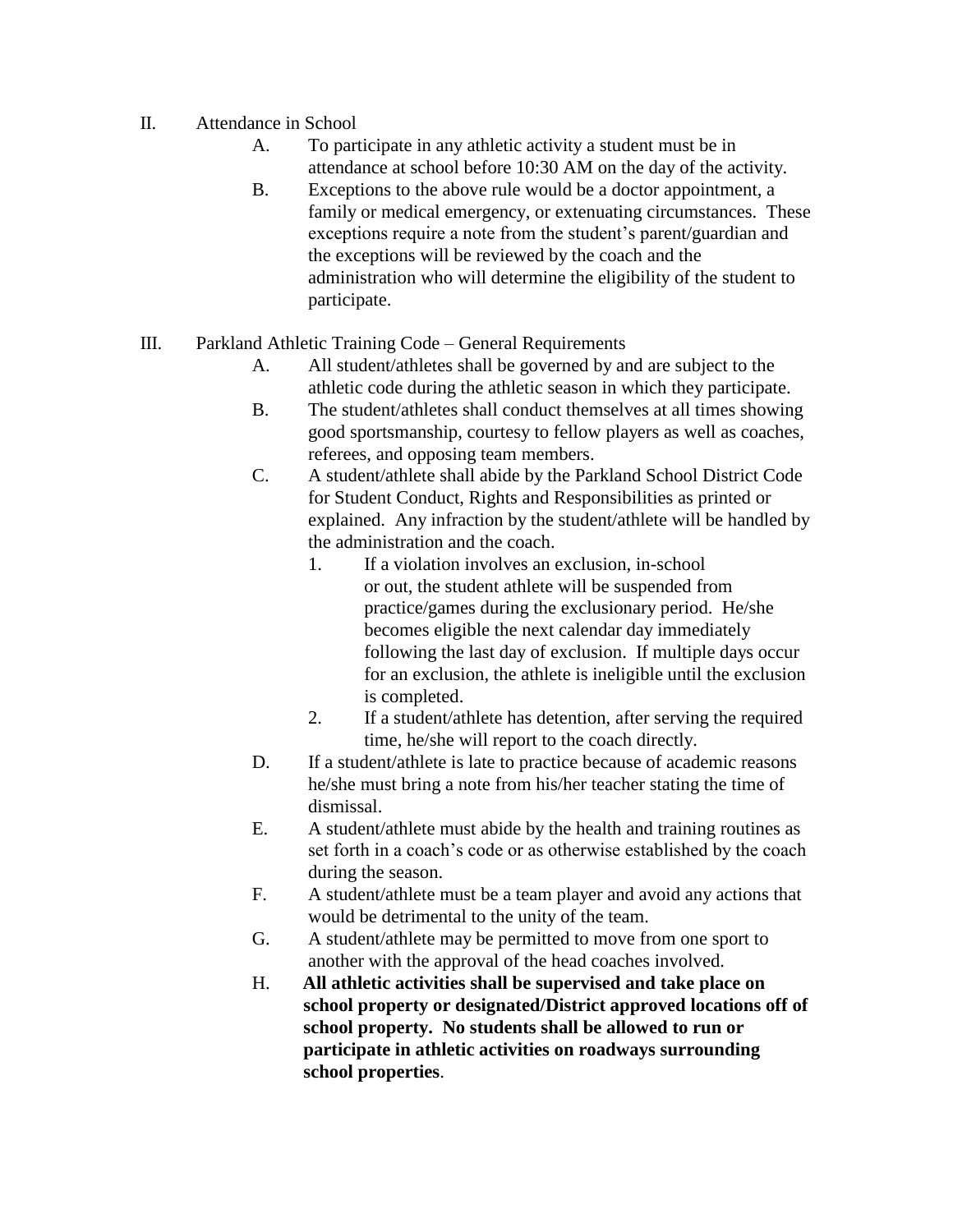II. Attendance in School

A. To participate in any athletic activity a student must be in attendance at school before 10:30 AM on the day of the activity.

B. Exceptions to the above rule would be a doctor appointment, a family or medical emergency, or extenuating circumstances. These exceptions require a note from the student's parent/guardian and the exceptions will be reviewed by the coach and the administration who will determine the eligibility of the student to participate.

III. Parkland Athletic Training Code – General Requirements

A. All student/athletes shall be governed by and are subject to the athletic code during the athletic season in which they participate.

B. The student/athletes shall conduct themselves at all times showing good sportsmanship, courtesy to fellow players as well as coaches, referees, and opposing team members.

C. A student/athlete shall abide by the Parkland School District Code for Student Conduct, Rights and Responsibilities as printed or explained. Any infraction by the student/athlete will be handled by the administration and the coach.

1. If a violation involves an exclusion, in-school or out, the student athlete will be suspended from practice/games during the exclusionary period. He/she becomes eligible the next calendar day immediately following the last day of exclusion. If multiple days occur for an exclusion, the athlete is ineligible until the exclusion is completed.
2. If a student/athlete has detention, after serving the required time, he/she will report to the coach directly.

D. If a student/athlete is late to practice because of academic reasons he/she must bring a note from his/her teacher stating the time of dismissal.

E. A student/athlete must abide by the health and training routines as set forth in a coach's code or as otherwise established by the coach during the season.

F. A student/athlete must be a team player and avoid any actions that would be detrimental to the unity of the team.

G. A student/athlete may be permitted to move from one sport to another with the approval of the head coaches involved.

H. **All athletic activities shall be supervised and take place on school property or designated/District approved locations off of school property. No students shall be allowed to run or participate in athletic activities on roadways surrounding school properties**.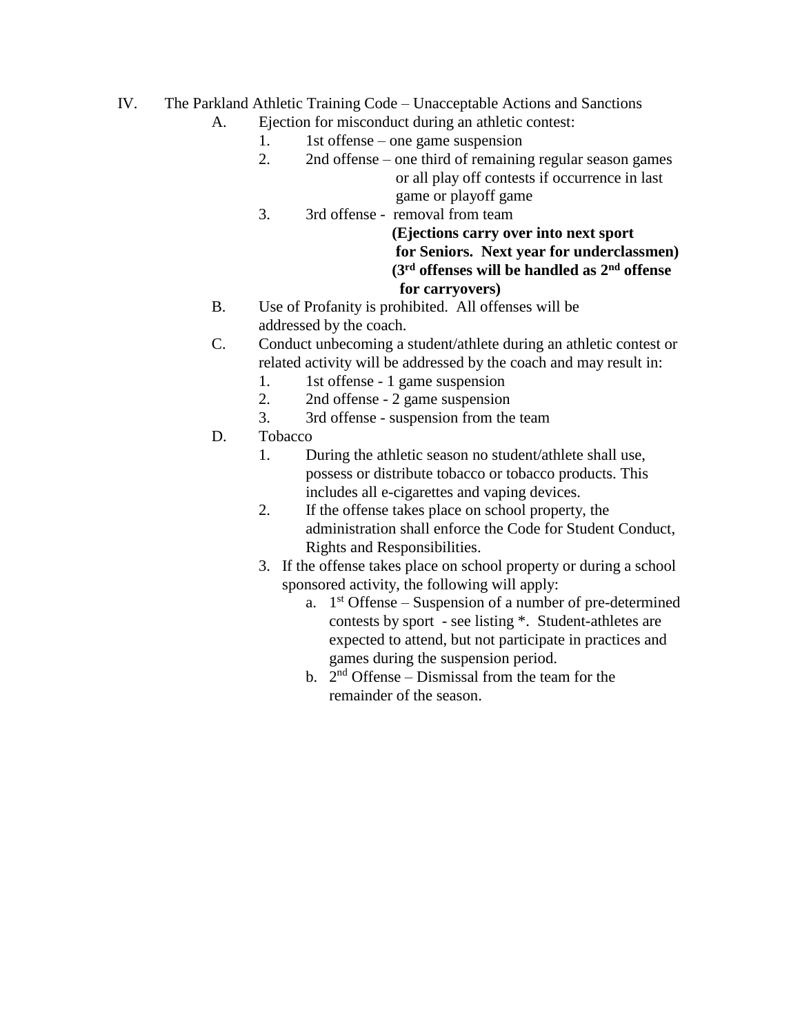IV. The Parkland Athletic Training Code – Unacceptable Actions and Sanctions

A. Ejection for misconduct during an athletic contest:

1. 1st offense – one game suspension
2. 2nd offense – one third of remaining regular season games or all play off contests if occurrence in last game or playoff game
3. 3rd offense - removal from team

   **(Ejections carry over into next sport for Seniors. Next year for underclassmen)**

   **(3rd offenses will be handled as 2nd offense for carryovers)**

B. Use of Profanity is prohibited. All offenses will be addressed by the coach.

C. Conduct unbecoming a student/athlete during an athletic contest or related activity will be addressed by the coach and may result in:

1. 1st offense - 1 game suspension
2. 2nd offense - 2 game suspension
3. 3rd offense - suspension from the team

D. Tobacco

1. During the athletic season no student/athlete shall use, possess or distribute tobacco or tobacco products. This includes all e-cigarettes and vaping devices.
2. If the offense takes place on school property, the administration shall enforce the Code for Student Conduct, Rights and Responsibilities.
3. If the offense takes place on school property or during a school sponsored activity, the following will apply:
   a. 1st Offense – Suspension of a number of pre-determined contests by sport - see listing *. Student-athletes are expected to attend, but not participate in practices and games during the suspension period.
   b. 2nd Offense – Dismissal from the team for the remainder of the season.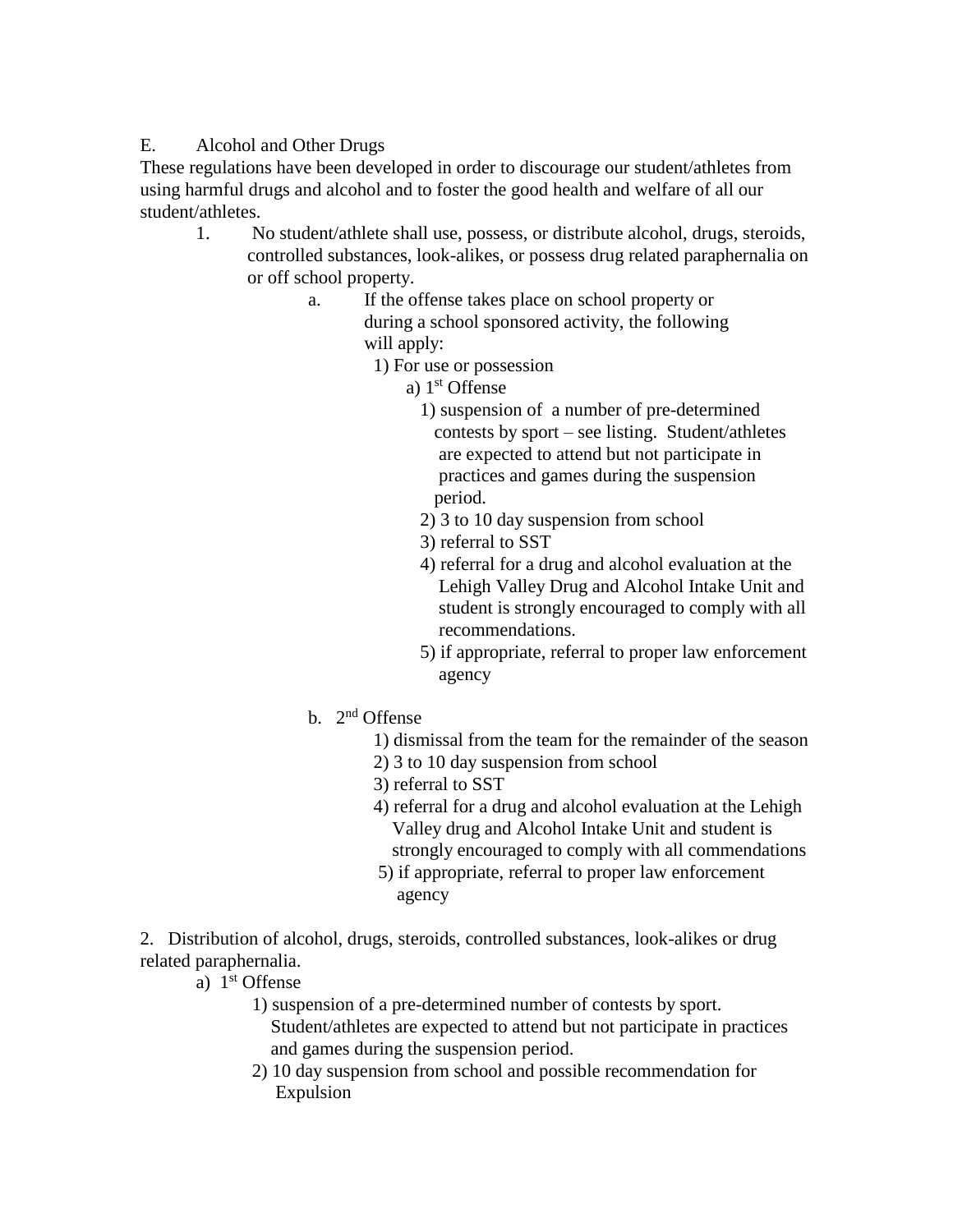E. Alcohol and Other Drugs

These regulations have been developed in order to discourage our student/athletes from using harmful drugs and alcohol and to foster the good health and welfare of all our student/athletes.

1. No student/athlete shall use, possess, or distribute alcohol, drugs, steroids, controlled substances, look-alikes, or possess drug related paraphernalia on or off school property.
   - a. If the offense takes place on school property or during a school sponsored activity, the following will apply:
     - 1) For use or possession
       - a) 1st Offense
         - 1) suspension of a number of pre-determined contests by sport – see listing. Student/athletes are expected to attend but not participate in practices and games during the suspension period.
         - 2) 3 to 10 day suspension from school
         - 3) referral to SST
         - 4) referral for a drug and alcohol evaluation at the Lehigh Valley Drug and Alcohol Intake Unit and student is strongly encouraged to comply with all recommendations.
         - 5) if appropriate, referral to proper law enforcement agency
   - b. 2nd Offense
     - 1) dismissal from the team for the remainder of the season
     - 2) 3 to 10 day suspension from school
     - 3) referral to SST
     - 4) referral for a drug and alcohol evaluation at the Lehigh Valley drug and Alcohol Intake Unit and student is strongly encouraged to comply with all commendations
     - 5) if appropriate, referral to proper law enforcement agency

2. Distribution of alcohol, drugs, steroids, controlled substances, look-alikes or drug related paraphernalia.
   - a) 1st Offense
     - 1) suspension of a pre-determined number of contests by sport. Student/athletes are expected to attend but not participate in practices and games during the suspension period.
     - 2) 10 day suspension from school and possible recommendation for Expulsion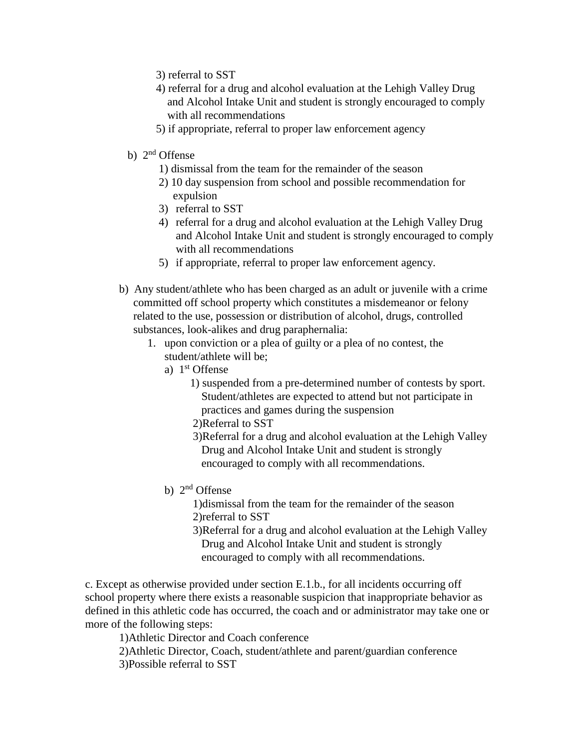3) referral to SST
4) referral for a drug and alcohol evaluation at the Lehigh Valley Drug and Alcohol Intake Unit and student is strongly encouraged to comply with all recommendations
5) if appropriate, referral to proper law enforcement agency

b) 2nd Offense
1) dismissal from the team for the remainder of the season
2) 10 day suspension from school and possible recommendation for expulsion
3) referral to SST
4) referral for a drug and alcohol evaluation at the Lehigh Valley Drug and Alcohol Intake Unit and student is strongly encouraged to comply with all recommendations
5) if appropriate, referral to proper law enforcement agency.

b) Any student/athlete who has been charged as an adult or juvenile with a crime committed off school property which constitutes a misdemeanor or felony related to the use, possession or distribution of alcohol, drugs, controlled substances, look-alikes and drug paraphernalia:

1. upon conviction or a plea of guilty or a plea of no contest, the student/athlete will be;
   a) 1st Offense
      1) suspended from a pre-determined number of contests by sport. Student/athletes are expected to attend but not participate in practices and games during the suspension
      2)Referral to SST
      3)Referral for a drug and alcohol evaluation at the Lehigh Valley Drug and Alcohol Intake Unit and student is strongly encouraged to comply with all recommendations.

   b) 2nd Offense
      1)dismissal from the team for the remainder of the season
      2)referral to SST
      3)Referral for a drug and alcohol evaluation at the Lehigh Valley Drug and Alcohol Intake Unit and student is strongly encouraged to comply with all recommendations.

c. Except as otherwise provided under section E.1.b., for all incidents occurring off school property where there exists a reasonable suspicion that inappropriate behavior as defined in this athletic code has occurred, the coach and or administrator may take one or more of the following steps:

1)Athletic Director and Coach conference
2)Athletic Director, Coach, student/athlete and parent/guardian conference
3)Possible referral to SST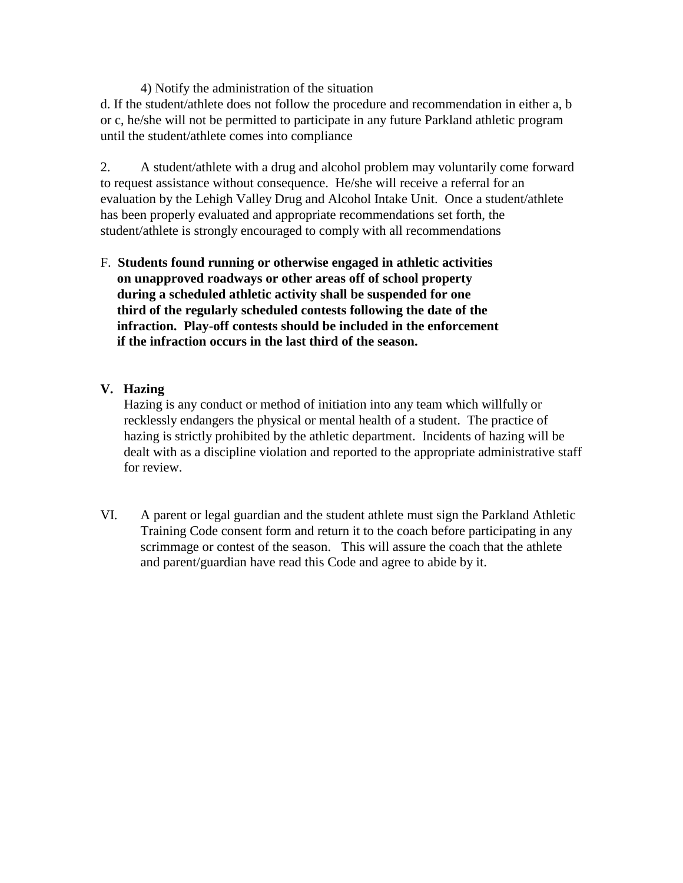4) Notify the administration of the situation

d. If the student/athlete does not follow the procedure and recommendation in either a, b or c, he/she will not be permitted to participate in any future Parkland athletic program until the student/athlete comes into compliance

2. A student/athlete with a drug and alcohol problem may voluntarily come forward to request assistance without consequence. He/she will receive a referral for an evaluation by the Lehigh Valley Drug and Alcohol Intake Unit. Once a student/athlete has been properly evaluated and appropriate recommendations set forth, the student/athlete is strongly encouraged to comply with all recommendations

F. **Students found running or otherwise engaged in athletic activities on unapproved roadways or other areas off of school property during a scheduled athletic activity shall be suspended for one third of the regularly scheduled contests following the date of the infraction. Play-off contests should be included in the enforcement if the infraction occurs in the last third of the season.**

## V. Hazing

Hazing is any conduct or method of initiation into any team which willfully or recklessly endangers the physical or mental health of a student. The practice of hazing is strictly prohibited by the athletic department. Incidents of hazing will be dealt with as a discipline violation and reported to the appropriate administrative staff for review.

VI. A parent or legal guardian and the student athlete must sign the Parkland Athletic Training Code consent form and return it to the coach before participating in any scrimmage or contest of the season. This will assure the coach that the athlete and parent/guardian have read this Code and agree to abide by it.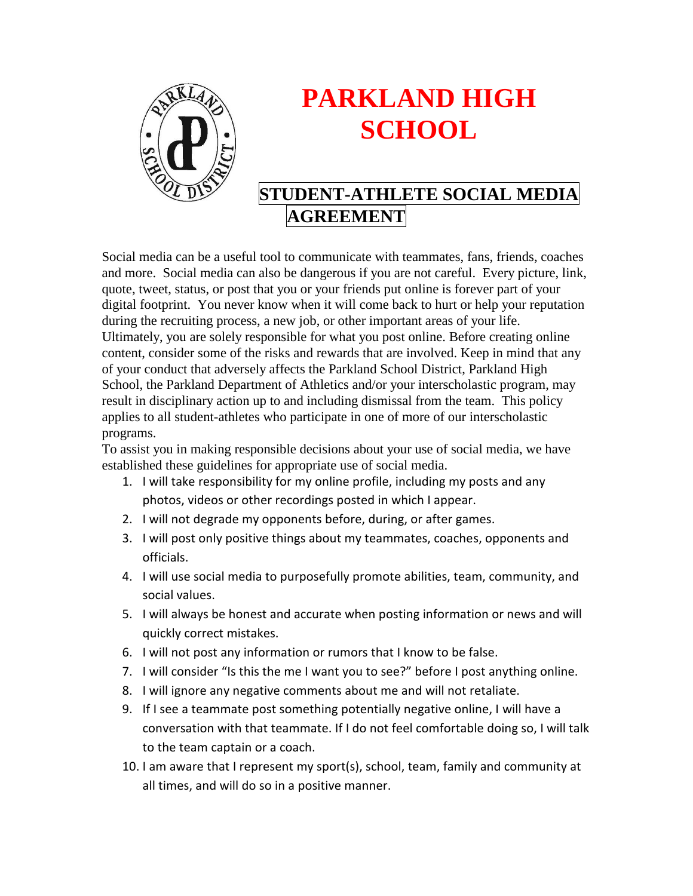# PARKLAND HIGH SCHOOL

## STUDENT-ATHLETE SOCIAL MEDIA AGREEMENT

Social media can be a useful tool to communicate with teammates, fans, friends, coaches and more. Social media can also be dangerous if you are not careful. Every picture, link, quote, tweet, status, or post that you or your friends put online is forever part of your digital footprint. You never know when it will come back to hurt or help your reputation during the recruiting process, a new job, or other important areas of your life. Ultimately, you are solely responsible for what you post online. Before creating online content, consider some of the risks and rewards that are involved. Keep in mind that any of your conduct that adversely affects the Parkland School District, Parkland High School, the Parkland Department of Athletics and/or your interscholastic program, may result in disciplinary action up to and including dismissal from the team. This policy applies to all student-athletes who participate in one of more of our interscholastic programs.

To assist you in making responsible decisions about your use of social media, we have established these guidelines for appropriate use of social media.

1. I will take responsibility for my online profile, including my posts and any photos, videos or other recordings posted in which I appear.
2. I will not degrade my opponents before, during, or after games.
3. I will post only positive things about my teammates, coaches, opponents and officials.
4. I will use social media to purposefully promote abilities, team, community, and social values.
5. I will always be honest and accurate when posting information or news and will quickly correct mistakes.
6. I will not post any information or rumors that I know to be false.
7. I will consider “Is this the me I want you to see?” before I post anything online.
8. I will ignore any negative comments about me and will not retaliate.
9. If I see a teammate post something potentially negative online, I will have a conversation with that teammate. If I do not feel comfortable doing so, I will talk to the team captain or a coach.
10. I am aware that I represent my sport(s), school, team, family and community at all times, and will do so in a positive manner.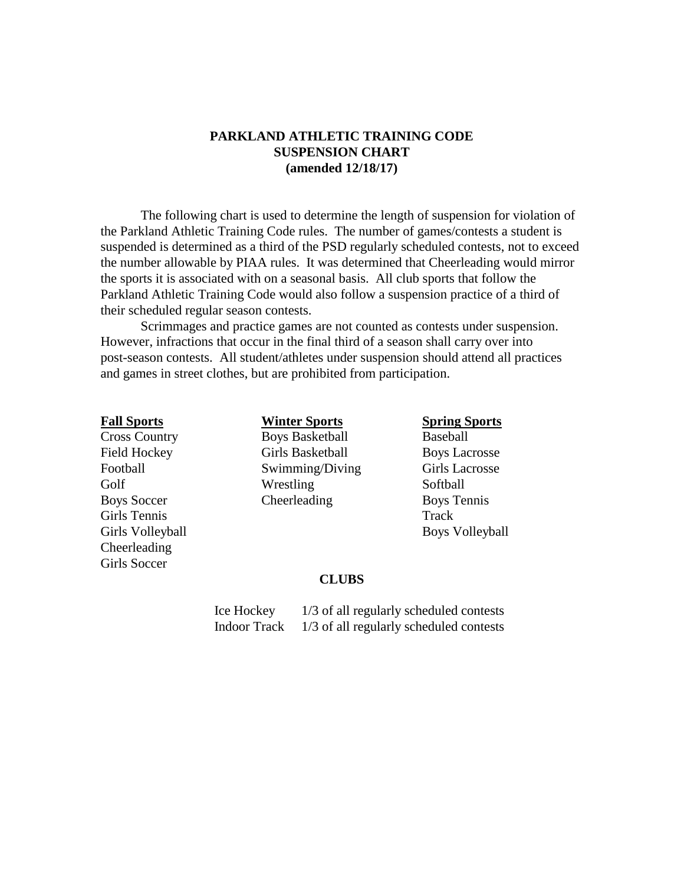**PARKLAND ATHLETIC TRAINING CODE**
**SUSPENSION CHART**
**(amended 12/18/17)**

The following chart is used to determine the length of suspension for violation of the Parkland Athletic Training Code rules. The number of games/contests a student is suspended is determined as a third of the PSD regularly scheduled contests, not to exceed the number allowable by PIAA rules. It was determined that Cheerleading would mirror the sports it is associated with on a seasonal basis. All club sports that follow the Parkland Athletic Training Code would also follow a suspension practice of a third of their scheduled regular season contests.

Scrimmages and practice games are not counted as contests under suspension. However, infractions that occur in the final third of a season shall carry over into post-season contests. All student/athletes under suspension should attend all practices and games in street clothes, but are prohibited from participation.

| **Fall Sports** | **Winter Sports** | **Spring Sports** |
|---|---|---|
| Cross Country | Boys Basketball | Baseball |
| Field Hockey | Girls Basketball | Boys Lacrosse |
| Football | Swimming/Diving | Girls Lacrosse |
| Golf | Wrestling | Softball |
| Boys Soccer | Cheerleading | Boys Tennis |
| Girls Tennis | | Track |
| Girls Volleyball | | Boys Volleyball |
| Cheerleading | | |
| Girls Soccer | | |

**CLUBS**

| | |
|---|---|
| Ice Hockey | 1/3 of all regularly scheduled contests |
| Indoor Track | 1/3 of all regularly scheduled contests |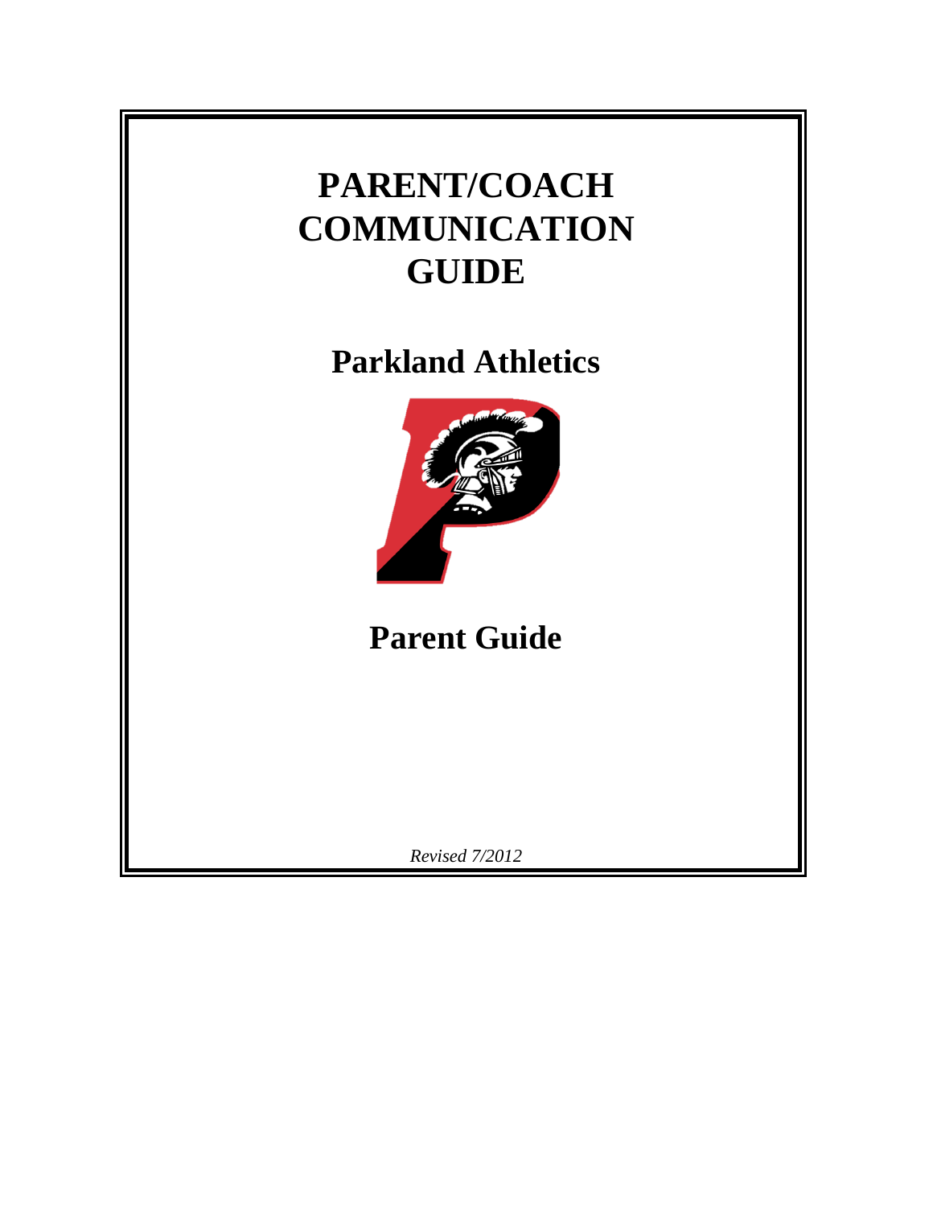# PARENT/COACH COMMUNICATION GUIDE

## Parkland Athletics

## Parent Guide

*Revised 7/2012*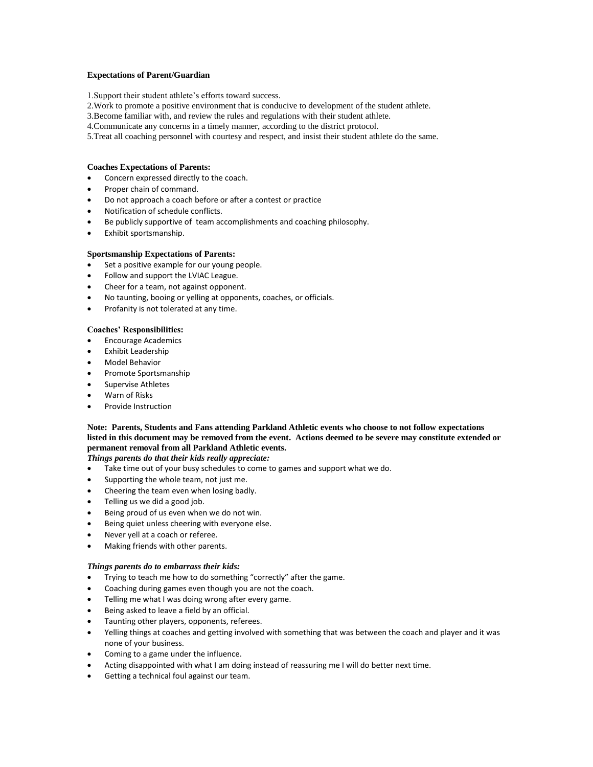**Expectations of Parent/Guardian**

1. Support their student athlete's efforts toward success.
2. Work to promote a positive environment that is conducive to development of the student athlete.
3. Become familiar with, and review the rules and regulations with their student athlete.
4. Communicate any concerns in a timely manner, according to the district protocol.
5. Treat all coaching personnel with courtesy and respect, and insist their student athlete do the same.

**Coaches Expectations of Parents:**

- Concern expressed directly to the coach.
- Proper chain of command.
- Do not approach a coach before or after a contest or practice
- Notification of schedule conflicts.
- Be publicly supportive of team accomplishments and coaching philosophy.
- Exhibit sportsmanship.

**Sportsmanship Expectations of Parents:**

- Set a positive example for our young people.
- Follow and support the LVIAC League.
- Cheer for a team, not against opponent.
- No taunting, booing or yelling at opponents, coaches, or officials.
- Profanity is not tolerated at any time.

**Coaches' Responsibilities:**

- Encourage Academics
- Exhibit Leadership
- Model Behavior
- Promote Sportsmanship
- Supervise Athletes
- Warn of Risks
- Provide Instruction

**Note: Parents, Students and Fans attending Parkland Athletic events who choose to not follow expectations listed in this document may be removed from the event. Actions deemed to be severe may constitute extended or permanent removal from all Parkland Athletic events.**

***Things parents do that their kids really appreciate:***

- Take time out of your busy schedules to come to games and support what we do.
- Supporting the whole team, not just me.
- Cheering the team even when losing badly.
- Telling us we did a good job.
- Being proud of us even when we do not win.
- Being quiet unless cheering with everyone else.
- Never yell at a coach or referee.
- Making friends with other parents.

***Things parents do to embarrass their kids:***

- Trying to teach me how to do something "correctly" after the game.
- Coaching during games even though you are not the coach.
- Telling me what I was doing wrong after every game.
- Being asked to leave a field by an official.
- Taunting other players, opponents, referees.
- Yelling things at coaches and getting involved with something that was between the coach and player and it was none of your business.
- Coming to a game under the influence.
- Acting disappointed with what I am doing instead of reassuring me I will do better next time.
- Getting a technical foul against our team.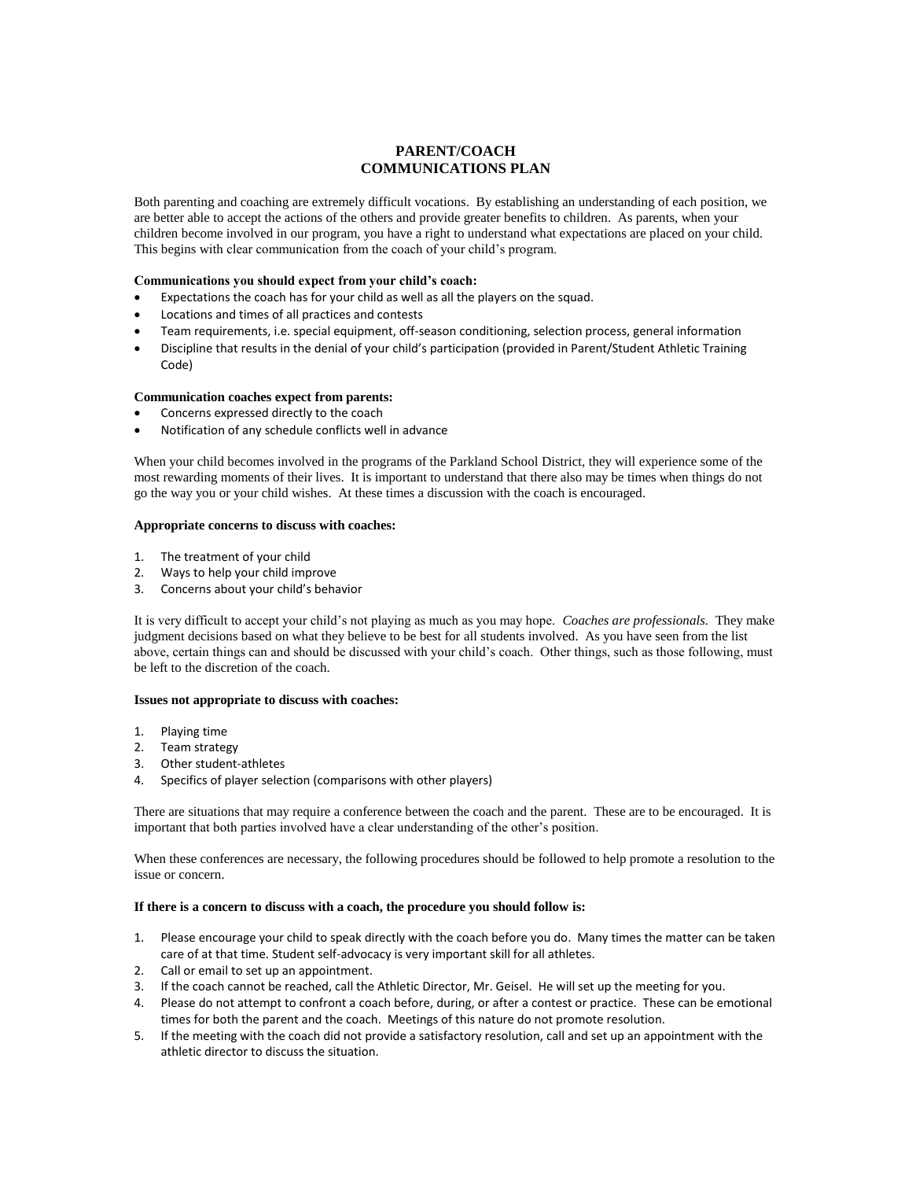# PARENT/COACH
# COMMUNICATIONS PLAN

Both parenting and coaching are extremely difficult vocations. By establishing an understanding of each position, we are better able to accept the actions of the others and provide greater benefits to children. As parents, when your children become involved in our program, you have a right to understand what expectations are placed on your child. This begins with clear communication from the coach of your child's program.

**Communications you should expect from your child's coach:**

- Expectations the coach has for your child as well as all the players on the squad.
- Locations and times of all practices and contests
- Team requirements, i.e. special equipment, off-season conditioning, selection process, general information
- Discipline that results in the denial of your child's participation (provided in Parent/Student Athletic Training Code)

**Communication coaches expect from parents:**

- Concerns expressed directly to the coach
- Notification of any schedule conflicts well in advance

When your child becomes involved in the programs of the Parkland School District, they will experience some of the most rewarding moments of their lives. It is important to understand that there also may be times when things do not go the way you or your child wishes. At these times a discussion with the coach is encouraged.

**Appropriate concerns to discuss with coaches:**

1. The treatment of your child
2. Ways to help your child improve
3. Concerns about your child's behavior

It is very difficult to accept your child's not playing as much as you may hope. *Coaches are professionals.* They make judgment decisions based on what they believe to be best for all students involved. As you have seen from the list above, certain things can and should be discussed with your child's coach. Other things, such as those following, must be left to the discretion of the coach.

**Issues not appropriate to discuss with coaches:**

1. Playing time
2. Team strategy
3. Other student-athletes
4. Specifics of player selection (comparisons with other players)

There are situations that may require a conference between the coach and the parent. These are to be encouraged. It is important that both parties involved have a clear understanding of the other's position.

When these conferences are necessary, the following procedures should be followed to help promote a resolution to the issue or concern.

**If there is a concern to discuss with a coach, the procedure you should follow is:**

1. Please encourage your child to speak directly with the coach before you do. Many times the matter can be taken care of at that time. Student self-advocacy is very important skill for all athletes.
2. Call or email to set up an appointment.
3. If the coach cannot be reached, call the Athletic Director, Mr. Geisel. He will set up the meeting for you.
4. Please do not attempt to confront a coach before, during, or after a contest or practice. These can be emotional times for both the parent and the coach. Meetings of this nature do not promote resolution.
5. If the meeting with the coach did not provide a satisfactory resolution, call and set up an appointment with the athletic director to discuss the situation.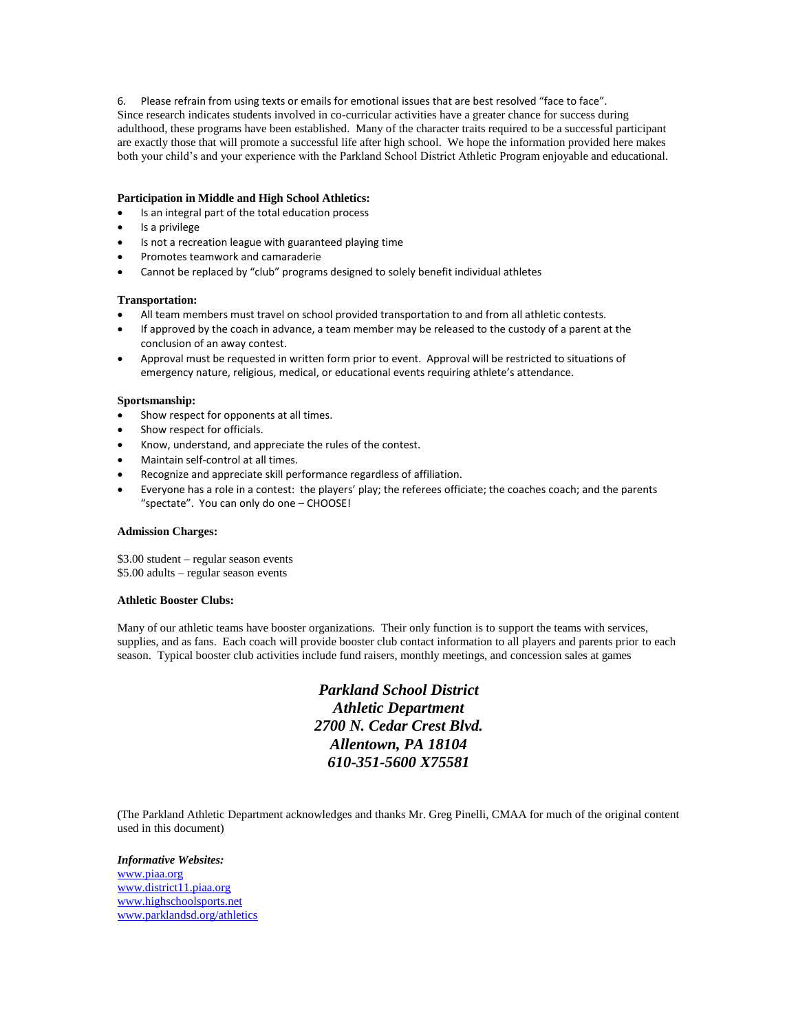6. Please refrain from using texts or emails for emotional issues that are best resolved "face to face".

Since research indicates students involved in co-curricular activities have a greater chance for success during adulthood, these programs have been established. Many of the character traits required to be a successful participant are exactly those that will promote a successful life after high school. We hope the information provided here makes both your child's and your experience with the Parkland School District Athletic Program enjoyable and educational.

**Participation in Middle and High School Athletics:**

- Is an integral part of the total education process
- Is a privilege
- Is not a recreation league with guaranteed playing time
- Promotes teamwork and camaraderie
- Cannot be replaced by "club" programs designed to solely benefit individual athletes

**Transportation:**

- All team members must travel on school provided transportation to and from all athletic contests.
- If approved by the coach in advance, a team member may be released to the custody of a parent at the conclusion of an away contest.
- Approval must be requested in written form prior to event. Approval will be restricted to situations of emergency nature, religious, medical, or educational events requiring athlete's attendance.

**Sportsmanship:**

- Show respect for opponents at all times.
- Show respect for officials.
- Know, understand, and appreciate the rules of the contest.
- Maintain self-control at all times.
- Recognize and appreciate skill performance regardless of affiliation.
- Everyone has a role in a contest: the players' play; the referees officiate; the coaches coach; and the parents "spectate". You can only do one – CHOOSE!

**Admission Charges:**

$3.00 student – regular season events
$5.00 adults – regular season events

**Athletic Booster Clubs:**

Many of our athletic teams have booster organizations. Their only function is to support the teams with services, supplies, and as fans. Each coach will provide booster club contact information to all players and parents prior to each season. Typical booster club activities include fund raisers, monthly meetings, and concession sales at games

***Parkland School District***
***Athletic Department***
***2700 N. Cedar Crest Blvd.***
***Allentown, PA 18104***
***610-351-5600 X75581***

(The Parkland Athletic Department acknowledges and thanks Mr. Greg Pinelli, CMAA for much of the original content used in this document)

***Informative Websites:***
www.piaa.org
www.district11.piaa.org
www.highschoolsports.net
www.parklandsd.org/athletics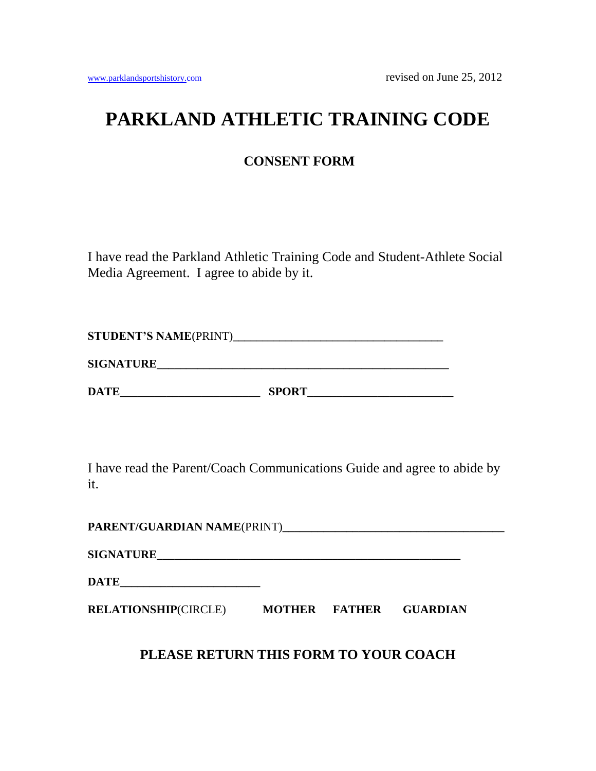www.parklandsportshistory.com revised on June 25, 2012

# PARKLAND ATHLETIC TRAINING CODE

## CONSENT FORM

I have read the Parkland Athletic Training Code and Student-Athlete Social Media Agreement. I agree to abide by it.

**STUDENT'S NAME**(PRINT)____________________________________

**SIGNATURE**__________________________________________________

**DATE**________________________ **SPORT**________________________

I have read the Parent/Coach Communications Guide and agree to abide by it.

**PARENT/GUARDIAN NAME**(PRINT)______________________________________

**SIGNATURE**____________________________________________________

**DATE**________________________

**RELATIONSHIP**(CIRCLE) **MOTHER** **FATHER** **GUARDIAN**

**PLEASE RETURN THIS FORM TO YOUR COACH**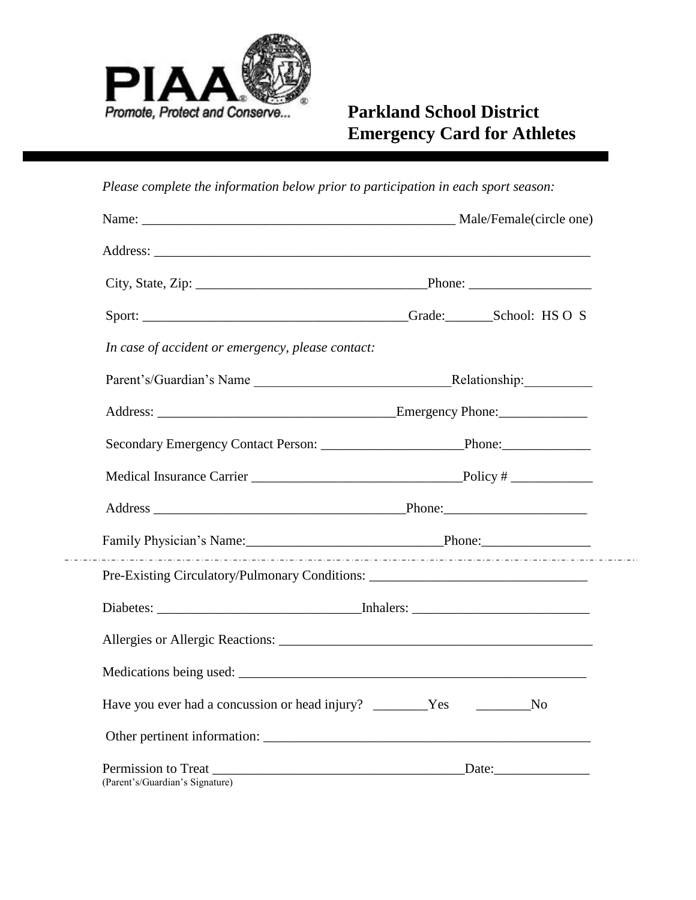PIAA

Promote, Protect and Conserve...

# Parkland School District Emergency Card for Athletes

*Please complete the information below prior to participation in each sport season:*

Name: _______________________________________________ Male/Female(circle one)

Address: ___________________________________________________________________

City, State, Zip: _________________________________Phone: _________________

Sport: _______________________________________Grade:_______School: HS O S

*In case of accident or emergency, please contact:*

Parent's/Guardian's Name ____________________________Relationship:__________

Address: __________________________________Emergency Phone:_____________

Secondary Emergency Contact Person: ____________________Phone:_____________

Medical Insurance Carrier ______________________________Policy # ____________

Address ____________________________________Phone:_____________________

Family Physician's Name:____________________________Phone:________________

---

Pre-Existing Circulatory/Pulmonary Conditions: _______________________________

Diabetes: ____________________________Inhalers: _________________________

Allergies or Allergic Reactions: ______________________________________________

Medications being used: ___________________________________________________

Have you ever had a concussion or head injury? ________Yes ________No

Other pertinent information: _______________________________________________

Permission to Treat ____________________________________Date:______________
(Parent's/Guardian's Signature)